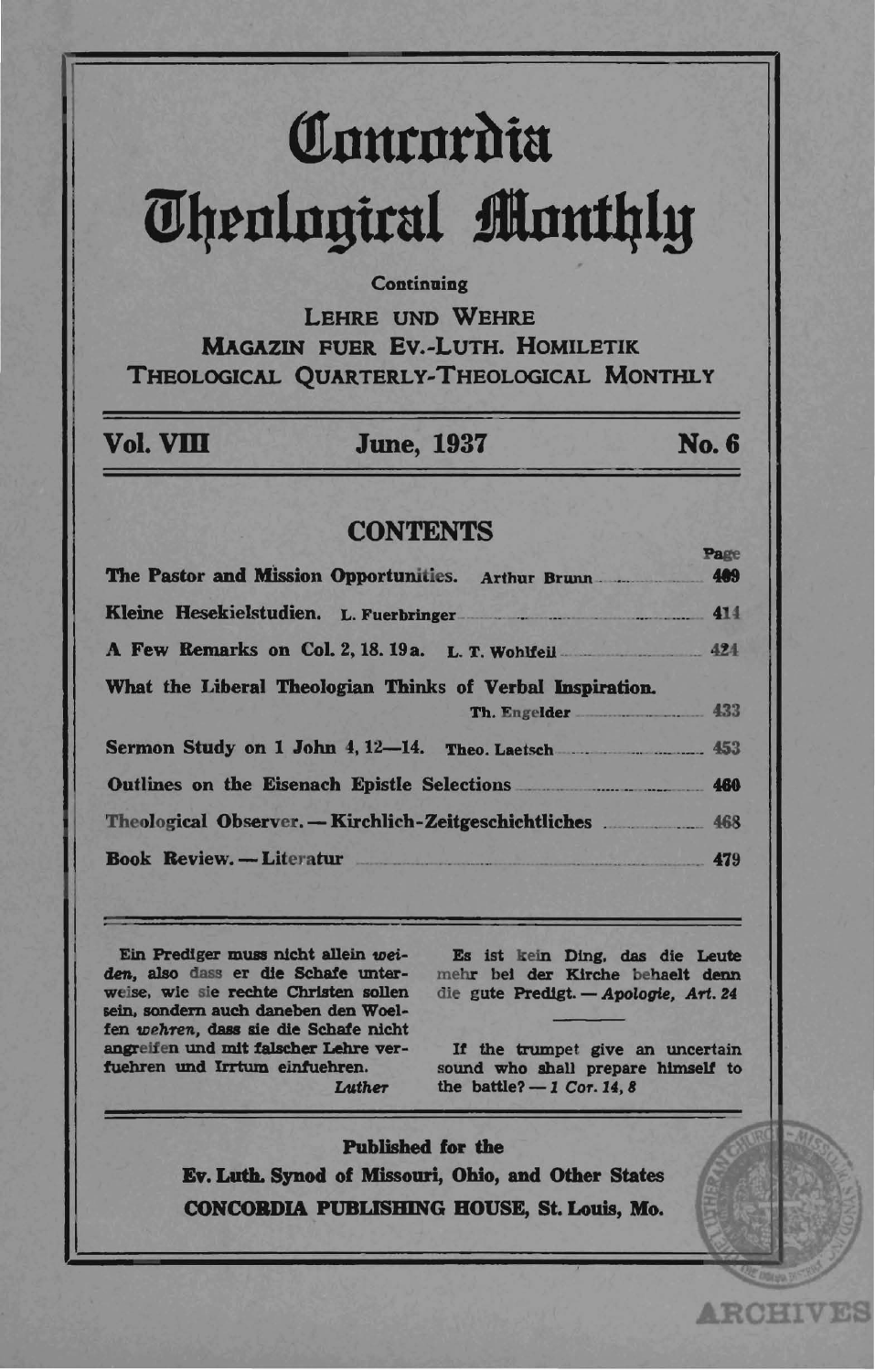# Concordia Theological Monthly

Continuing

LEHRE UND WEHRE
MAGAZIN FUER EV.-LUTH. HOMILETIK
THEOLOGICAL QUARTERLY-THEOLOGICAL MONTHLY

**Vol. VIII** **June, 1937** **No. 6**

## CONTENTS

| | Page |
|---|---|
| **The Pastor and Mission Opportunities.** Arthur Brunn | 409 |
| **Kleine Hesekielstudien.** L. Fuerbringer | 414 |
| **A Few Remarks on Col. 2, 18. 19a.** L. T. Wohlfeil | 424 |
| **What the Liberal Theologian Thinks of Verbal Inspiration.** Th. Engelder | 433 |
| **Sermon Study on 1 John 4, 12—14.** Theo. Laetsch | 453 |
| **Outlines on the Eisenach Epistle Selections** | 460 |
| **Theological Observer. — Kirchlich-Zeitgeschichtliches** | 468 |
| **Book Review. — Literatur** | 479 |

Ein Prediger muss nicht allein *weiden*, also dass er die Schafe unterweise, wie sie rechte Christen sollen sein, sondern auch daneben den Woelfen *wehren*, dass sie die Schafe nicht angreifen und mit falscher Lehre verfuehren und Irrtum einfuehren.
*Luther*

Es ist kein Ding, das die Leute mehr bei der Kirche behaelt denn die gute Predigt. — *Apologie, Art. 24*

If the trumpet give an uncertain sound who shall prepare himself to the battle? — *1 Cor. 14, 8*

**Published for the**
**Ev. Luth. Synod of Missouri, Ohio, and Other States**
**CONCORDIA PUBLISHING HOUSE, St. Louis, Mo.**

ARCHIVES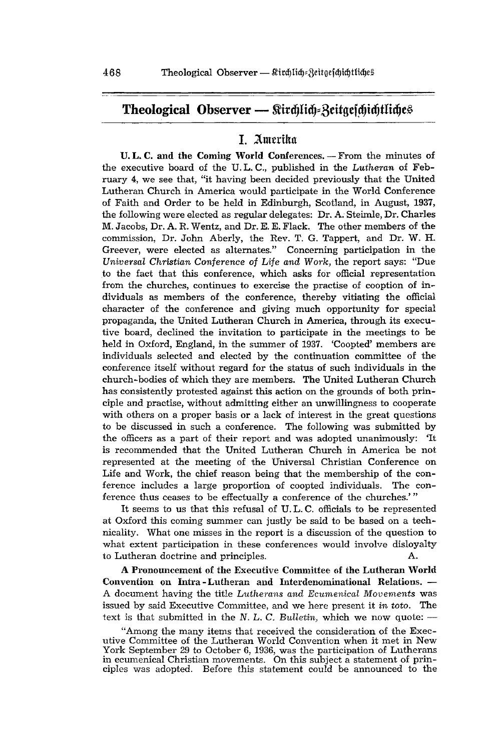# Theological Observer — Kirchlich-Zeitgeschichtliches

## I. Amerika

**U. L. C. and the Coming World Conferences.** — From the minutes of the executive board of the U. L. C., published in the *Lutheran* of February 4, we see that, "it having been decided previously that the United Lutheran Church in America would participate in the World Conference of Faith and Order to be held in Edinburgh, Scotland, in August, 1937, the following were elected as regular delegates: Dr. A. Steimle, Dr. Charles M. Jacobs, Dr. A. R. Wentz, and Dr. E. E. Flack. The other members of the commission, Dr. John Aberly, the Rev. T. G. Tappert, and Dr. W. H. Greever, were elected as alternates." Concerning participation in the *Universal Christian Conference of Life and Work,* the report says: "Due to the fact that this conference, which asks for official representation from the churches, continues to exercise the practise of cooption of individuals as members of the conference, thereby vitiating the official character of the conference and giving much opportunity for special propaganda, the United Lutheran Church in America, through its executive board, declined the invitation to participate in the meetings to be held in Oxford, England, in the summer of 1937. 'Coopted' members are individuals selected and elected by the continuation committee of the conference itself without regard for the status of such individuals in the church-bodies of which they are members. The United Lutheran Church has consistently protested against this action on the grounds of both principle and practise, without admitting either an unwillingness to cooperate with others on a proper basis or a lack of interest in the great questions to be discussed in such a conference. The following was submitted by the officers as a part of their report and was adopted unanimously: 'It is recommended that the United Lutheran Church in America be not represented at the meeting of the Universal Christian Conference on Life and Work, the chief reason being that the membership of the conference includes a large proportion of coopted individuals. The conference thus ceases to be effectually a conference of the churches.'"

It seems to us that this refusal of U. L. C. officials to be represented at Oxford this coming summer can justly be said to be based on a technicality. What one misses in the report is a discussion of the question to what extent participation in these conferences would involve disloyalty to Lutheran doctrine and principles. A.

**A Pronouncement of the Executive Committee of the Lutheran World Convention on Intra-Lutheran and Interdenominational Relations.** — A document having the title *Lutherans and Ecumenical Movements* was issued by said Executive Committee, and we here present it *in toto*. The text is that submitted in the *N. L. C. Bulletin,* which we now quote: —

"Among the many items that received the consideration of the Executive Committee of the Lutheran World Convention when it met in New York September 29 to October 6, 1936, was the participation of Lutherans in ecumenical Christian movements. On this subject a statement of principles was adopted. Before this statement could be announced to the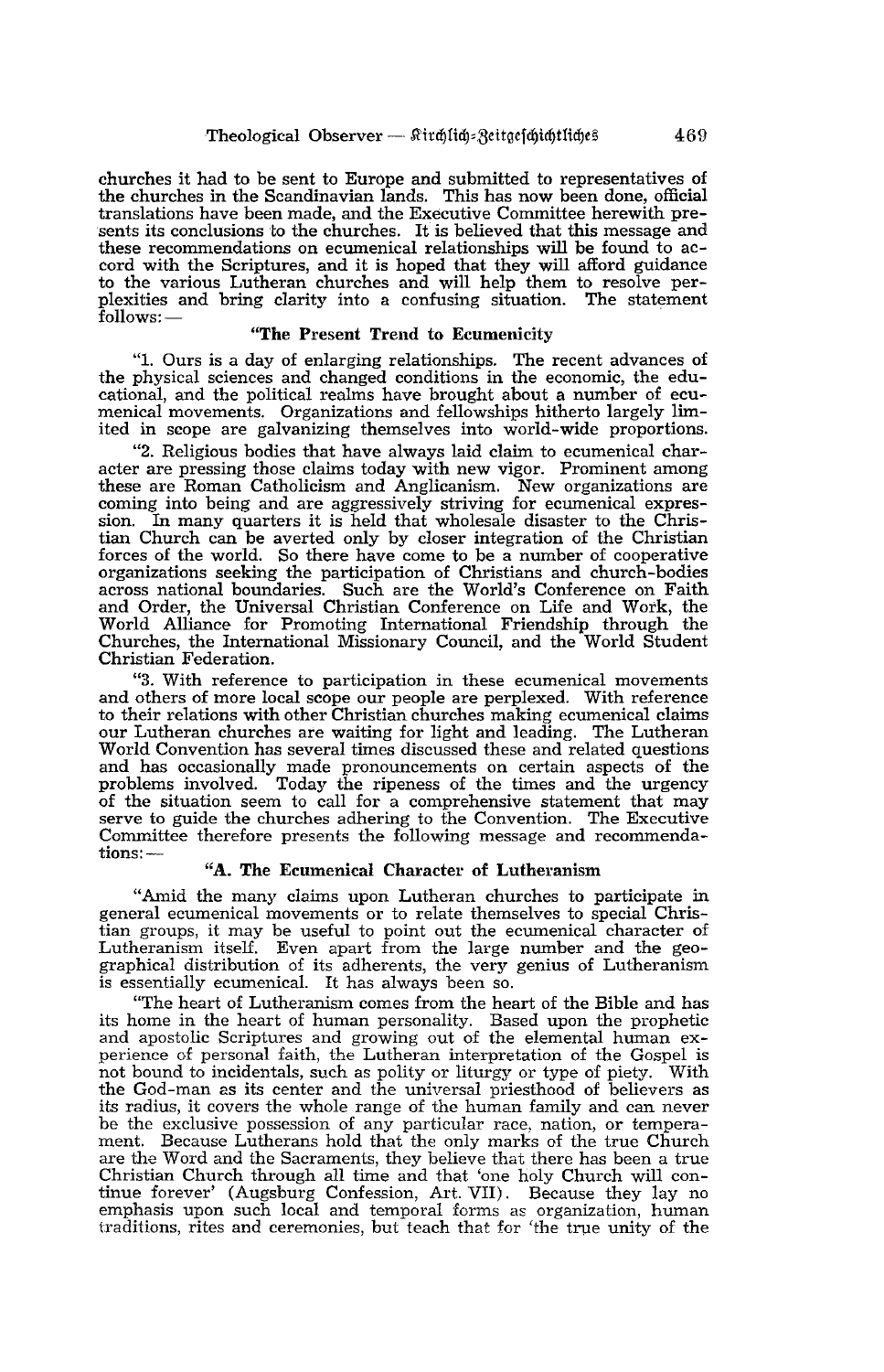churches it had to be sent to Europe and submitted to representatives of the churches in the Scandinavian lands. This has now been done, official translations have been made, and the Executive Committee herewith presents its conclusions to the churches. It is believed that this message and these recommendations on ecumenical relationships will be found to accord with the Scriptures, and it is hoped that they will afford guidance to the various Lutheran churches and will help them to resolve perplexities and bring clarity into a confusing situation. The statement follows: —

**"The Present Trend to Ecumenicity**

"1. Ours is a day of enlarging relationships. The recent advances of the physical sciences and changed conditions in the economic, the educational, and the political realms have brought about a number of ecumenical movements. Organizations and fellowships hitherto largely limited in scope are galvanizing themselves into world-wide proportions.

"2. Religious bodies that have always laid claim to ecumenical character are pressing those claims today with new vigor. Prominent among these are Roman Catholicism and Anglicanism. New organizations are coming into being and are aggressively striving for ecumenical expression. In many quarters it is held that wholesale disaster to the Christian Church can be averted only by closer integration of the Christian forces of the world. So there have come to be a number of cooperative organizations seeking the participation of Christians and church-bodies across national boundaries. Such are the World's Conference on Faith and Order, the Universal Christian Conference on Life and Work, the World Alliance for Promoting International Friendship through the Churches, the International Missionary Council, and the World Student Christian Federation.

"3. With reference to participation in these ecumenical movements and others of more local scope our people are perplexed. With reference to their relations with other Christian churches making ecumenical claims our Lutheran churches are waiting for light and leading. The Lutheran World Convention has several times discussed these and related questions and has occasionally made pronouncements on certain aspects of the problems involved. Today the ripeness of the times and the urgency of the situation seem to call for a comprehensive statement that may serve to guide the churches adhering to the Convention. The Executive Committee therefore presents the following message and recommendations: —

**"A. The Ecumenical Character of Lutheranism**

"Amid the many claims upon Lutheran churches to participate in general ecumenical movements or to relate themselves to special Christian groups, it may be useful to point out the ecumenical character of Lutheranism itself. Even apart from the large number and the geographical distribution of its adherents, the very genius of Lutheranism is essentially ecumenical. It has always been so.

"The heart of Lutheranism comes from the heart of the Bible and has its home in the heart of human personality. Based upon the prophetic and apostolic Scriptures and growing out of the elemental human experience of personal faith, the Lutheran interpretation of the Gospel is not bound to incidentals, such as polity or liturgy or type of piety. With the God-man as its center and the universal priesthood of believers as its radius, it covers the whole range of the human family and can never be the exclusive possession of any particular race, nation, or temperament. Because Lutherans hold that the only marks of the true Church are the Word and the Sacraments, they believe that there has been a true Christian Church through all time and that 'one holy Church will continue forever' (Augsburg Confession, Art. VII). Because they lay no emphasis upon such local and temporal forms as organization, human traditions, rites and ceremonies, but teach that for 'the true unity of the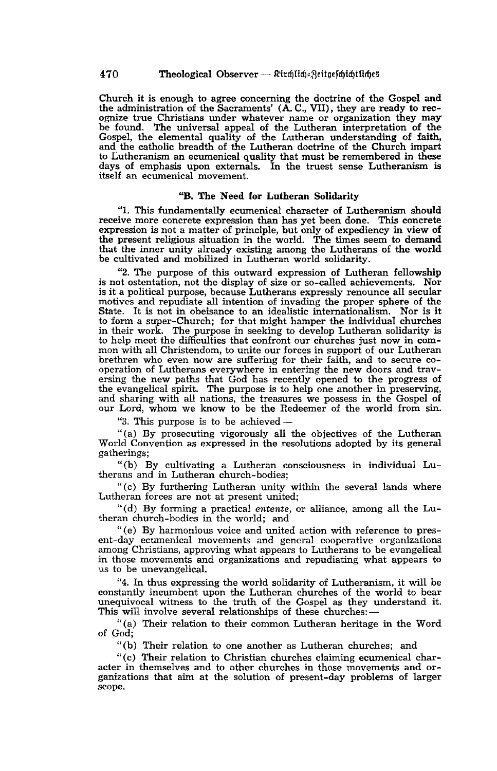Church it is enough to agree concerning the doctrine of the Gospel and the administration of the Sacraments' (A. C., VII), they are ready to recognize true Christians under whatever name or organization they may be found. The universal appeal of the Lutheran interpretation of the Gospel, the elemental quality of the Lutheran understanding of faith, and the catholic breadth of the Lutheran doctrine of the Church impart to Lutheranism an ecumenical quality that must be remembered in these days of emphasis upon externals. In the truest sense Lutheranism is itself an ecumenical movement.

### "B. The Need for Lutheran Solidarity

"1. This fundamentally ecumenical character of Lutheranism should receive more concrete expression than has yet been done. This concrete expression is not a matter of principle, but only of expediency in view of the present religious situation in the world. The times seem to demand that the inner unity already existing among the Lutherans of the world be cultivated and mobilized in Lutheran world solidarity.

"2. The purpose of this outward expression of Lutheran fellowship is not ostentation, not the display of size or so-called achievements. Nor is it a political purpose, because Lutherans expressly renounce all secular motives and repudiate all intention of invading the proper sphere of the State. It is not in obeisance to an idealistic internationalism. Nor is it to form a super-Church; for that might hamper the individual churches in their work. The purpose in seeking to develop Lutheran solidarity is to help meet the difficulties that confront our churches just now in common with all Christendom, to unite our forces in support of our Lutheran brethren who even now are suffering for their faith, and to secure co-operation of Lutherans everywhere in entering the new doors and traversing the new paths that God has recently opened to the progress of the evangelical spirit. The purpose is to help one another in preserving, and sharing with all nations, the treasures we possess in the Gospel of our Lord, whom we know to be the Redeemer of the world from sin.

"3. This purpose is to be achieved —

"(a) By prosecuting vigorously all the objectives of the Lutheran World Convention as expressed in the resolutions adopted by its general gatherings;

"(b) By cultivating a Lutheran consciousness in individual Lutherans and in Lutheran church-bodies;

"(c) By furthering Lutheran unity within the several lands where Lutheran forces are not at present united;

"(d) By forming a practical *entente*, or alliance, among all the Lutheran church-bodies in the world; and

"(e) By harmonious voice and united action with reference to present-day ecumenical movements and general cooperative organizations among Christians, approving what appears to Lutherans to be evangelical in those movements and organizations and repudiating what appears to us to be unevangelical.

"4. In thus expressing the world solidarity of Lutheranism, it will be constantly incumbent upon the Lutheran churches of the world to bear unequivocal witness to the truth of the Gospel as they understand it. This will involve several relationships of these churches: —

"(a) Their relation to their common Lutheran heritage in the Word of God;

"(b) Their relation to one another as Lutheran churches; and

"(c) Their relation to Christian churches claiming ecumenical character in themselves and to other churches in those movements and organizations that aim at the solution of present-day problems of larger scope.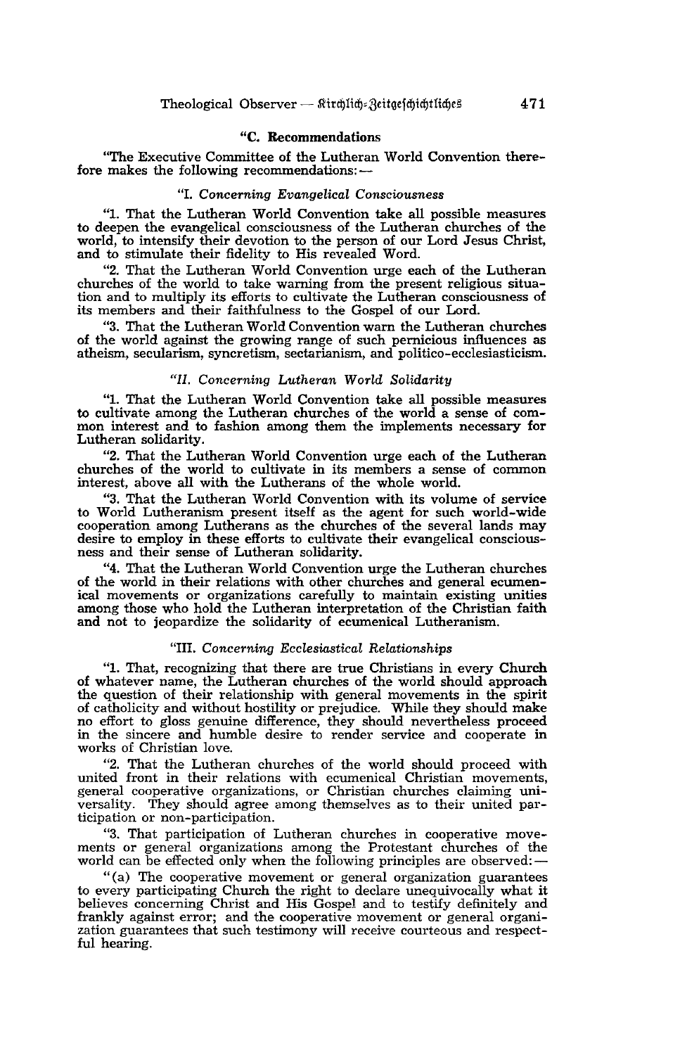### "C. Recommendations

"The Executive Committee of the Lutheran World Convention therefore makes the following recommendations: —

#### "I. *Concerning Evangelical Consciousness*

"1. That the Lutheran World Convention take all possible measures to deepen the evangelical consciousness of the Lutheran churches of the world, to intensify their devotion to the person of our Lord Jesus Christ, and to stimulate their fidelity to His revealed Word.

"2. That the Lutheran World Convention urge each of the Lutheran churches of the world to take warning from the present religious situation and to multiply its efforts to cultivate the Lutheran consciousness of its members and their faithfulness to the Gospel of our Lord.

"3. That the Lutheran World Convention warn the Lutheran churches of the world against the growing range of such pernicious influences as atheism, secularism, syncretism, sectarianism, and politico-ecclesiasticism.

#### *"II. Concerning Lutheran World Solidarity*

"1. That the Lutheran World Convention take all possible measures to cultivate among the Lutheran churches of the world a sense of common interest and to fashion among them the implements necessary for Lutheran solidarity.

"2. That the Lutheran World Convention urge each of the Lutheran churches of the world to cultivate in its members a sense of common interest, above all with the Lutherans of the whole world.

"3. That the Lutheran World Convention with its volume of service to World Lutheranism present itself as the agent for such world-wide cooperation among Lutherans as the churches of the several lands may desire to employ in these efforts to cultivate their evangelical consciousness and their sense of Lutheran solidarity.

"4. That the Lutheran World Convention urge the Lutheran churches of the world in their relations with other churches and general ecumenical movements or organizations carefully to maintain existing unities among those who hold the Lutheran interpretation of the Christian faith and not to jeopardize the solidarity of ecumenical Lutheranism.

#### "III. *Concerning Ecclesiastical Relationships*

"1. That, recognizing that there are true Christians in every Church of whatever name, the Lutheran churches of the world should approach the question of their relationship with general movements in the spirit of catholicity and without hostility or prejudice. While they should make no effort to gloss genuine difference, they should nevertheless proceed in the sincere and humble desire to render service and cooperate in works of Christian love.

"2. That the Lutheran churches of the world should proceed with united front in their relations with ecumenical Christian movements, general cooperative organizations, or Christian churches claiming universality. They should agree among themselves as to their united participation or non-participation.

"3. That participation of Lutheran churches in cooperative movements or general organizations among the Protestant churches of the world can be effected only when the following principles are observed: —

"(a) The cooperative movement or general organization guarantees to every participating Church the right to declare unequivocally what it believes concerning Christ and His Gospel and to testify definitely and frankly against error; and the cooperative movement or general organization guarantees that such testimony will receive courteous and respectful hearing.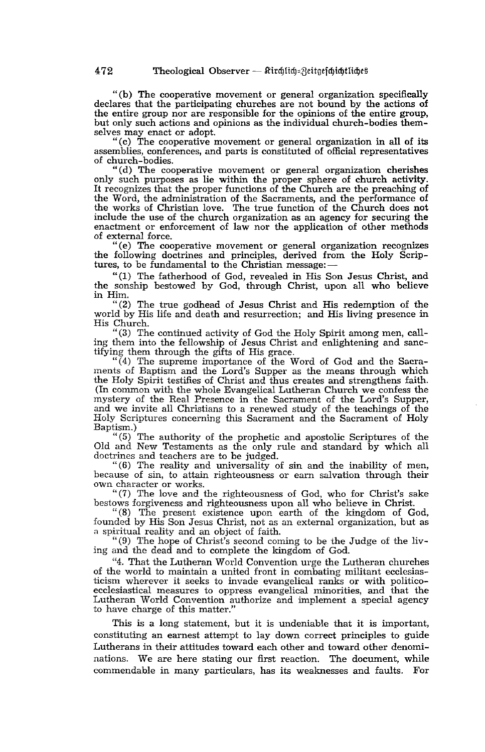"(b) The cooperative movement or general organization specifically declares that the participating churches are not bound by the actions of the entire group nor are responsible for the opinions of the entire group, but only such actions and opinions as the individual church-bodies themselves may enact or adopt.

"(c) The cooperative movement or general organization in all of its assemblies, conferences, and parts is constituted of official representatives of church-bodies.

"(d) The cooperative movement or general organization cherishes only such purposes as lie within the proper sphere of church activity. It recognizes that the proper functions of the Church are the preaching of the Word, the administration of the Sacraments, and the performance of the works of Christian love. The true function of the Church does not include the use of the church organization as an agency for securing the enactment or enforcement of law nor the application of other methods of external force.

"(e) The cooperative movement or general organization recognizes the following doctrines and principles, derived from the Holy Scriptures, to be fundamental to the Christian message: —

"(1) The fatherhood of God, revealed in His Son Jesus Christ, and the sonship bestowed by God, through Christ, upon all who believe in Him.

"(2) The true godhead of Jesus Christ and His redemption of the world by His life and death and resurrection; and His living presence in His Church.

"(3) The continued activity of God the Holy Spirit among men, calling them into the fellowship of Jesus Christ and enlightening and sanctifying them through the gifts of His grace.

"(4) The supreme importance of the Word of God and the Sacraments of Baptism and the Lord's Supper as the means through which the Holy Spirit testifies of Christ and thus creates and strengthens faith. (In common with the whole Evangelical Lutheran Church we confess the mystery of the Real Presence in the Sacrament of the Lord's Supper, and we invite all Christians to a renewed study of the teachings of the Holy Scriptures concerning this Sacrament and the Sacrament of Holy Baptism.)

"(5) The authority of the prophetic and apostolic Scriptures of the Old and New Testaments as the only rule and standard by which all doctrines and teachers are to be judged.

"(6) The reality and universality of sin and the inability of men, because of sin, to attain righteousness or earn salvation through their own character or works.

"(7) The love and the righteousness of God, who for Christ's sake bestows forgiveness and righteousness upon all who believe in Christ.

"(8) The present existence upon earth of the kingdom of God, founded by His Son Jesus Christ, not as an external organization, but as a spiritual reality and an object of faith.

"(9) The hope of Christ's second coming to be the Judge of the living and the dead and to complete the kingdom of God.

"4. That the Lutheran World Convention urge the Lutheran churches of the world to maintain a united front in combating militant ecclesiasticism wherever it seeks to invade evangelical ranks or with politico-ecclesiastical measures to oppress evangelical minorities, and that the Lutheran World Convention authorize and implement a special agency to have charge of this matter."

This is a long statement, but it is undeniable that it is important, constituting an earnest attempt to lay down correct principles to guide Lutherans in their attitudes toward each other and toward other denominations. We are here stating our first reaction. The document, while commendable in many particulars, has its weaknesses and faults. For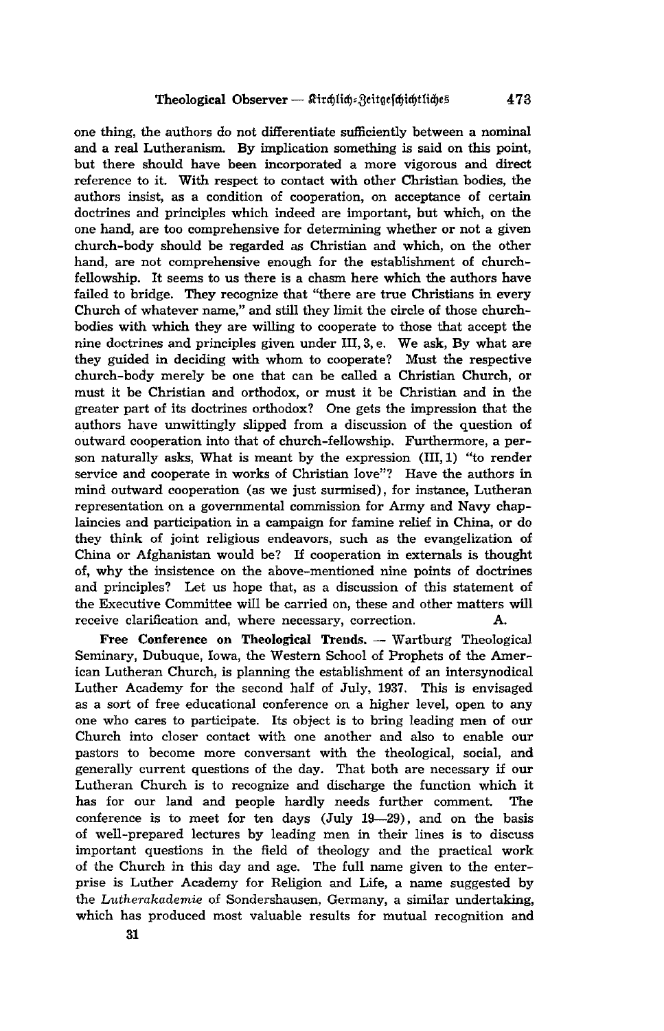one thing, the authors do not differentiate sufficiently between a nominal and a real Lutheranism. By implication something is said on this point, but there should have been incorporated a more vigorous and direct reference to it. With respect to contact with other Christian bodies, the authors insist, as a condition of cooperation, on acceptance of certain doctrines and principles which indeed are important, but which, on the one hand, are too comprehensive for determining whether or not a given church-body should be regarded as Christian and which, on the other hand, are not comprehensive enough for the establishment of church-fellowship. It seems to us there is a chasm here which the authors have failed to bridge. They recognize that "there are true Christians in every Church of whatever name," and still they limit the circle of those church-bodies with which they are willing to cooperate to those that accept the nine doctrines and principles given under III, 3, e. We ask, By what are they guided in deciding with whom to cooperate? Must the respective church-body merely be one that can be called a Christian Church, or must it be Christian and orthodox, or must it be Christian and in the greater part of its doctrines orthodox? One gets the impression that the authors have unwittingly slipped from a discussion of the question of outward cooperation into that of church-fellowship. Furthermore, a person naturally asks, What is meant by the expression (III, 1) "to render service and cooperate in works of Christian love"? Have the authors in mind outward cooperation (as we just surmised), for instance, Lutheran representation on a governmental commission for Army and Navy chaplaincies and participation in a campaign for famine relief in China, or do they think of joint religious endeavors, such as the evangelization of China or Afghanistan would be? If cooperation in externals is thought of, why the insistence on the above-mentioned nine points of doctrines and principles? Let us hope that, as a discussion of this statement of the Executive Committee will be carried on, these and other matters will receive clarification and, where necessary, correction. A.

**Free Conference on Theological Trends.** — Wartburg Theological Seminary, Dubuque, Iowa, the Western School of Prophets of the American Lutheran Church, is planning the establishment of an intersynodical Luther Academy for the second half of July, 1937. This is envisaged as a sort of free educational conference on a higher level, open to any one who cares to participate. Its object is to bring leading men of our Church into closer contact with one another and also to enable our pastors to become more conversant with the theological, social, and generally current questions of the day. That both are necessary if our Lutheran Church is to recognize and discharge the function which it has for our land and people hardly needs further comment. The conference is to meet for ten days (July 19—29), and on the basis of well-prepared lectures by leading men in their lines is to discuss important questions in the field of theology and the practical work of the Church in this day and age. The full name given to the enterprise is Luther Academy for Religion and Life, a name suggested by the *Lutherakademie* of Sondershausen, Germany, a similar undertaking, which has produced most valuable results for mutual recognition and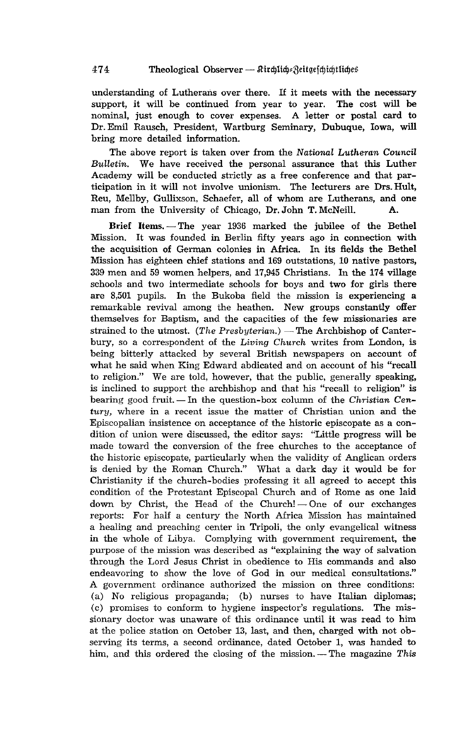understanding of Lutherans over there. If it meets with the necessary support, it will be continued from year to year. The cost will be nominal, just enough to cover expenses. A letter or postal card to Dr. Emil Rausch, President, Wartburg Seminary, Dubuque, Iowa, will bring more detailed information.

The above report is taken over from the *National Lutheran Council Bulletin.* We have received the personal assurance that this Luther Academy will be conducted strictly as a free conference and that participation in it will not involve unionism. The lecturers are Drs. Hult, Reu, Mellby, Gullixson, Schaefer, all of whom are Lutherans, and one man from the University of Chicago, Dr. John T. McNeill. A.

**Brief Items.** — The year 1936 marked the jubilee of the Bethel Mission. It was founded in Berlin fifty years ago in connection with the acquisition of German colonies in Africa. In its fields the Bethel Mission has eighteen chief stations and 169 outstations, 10 native pastors, 339 men and 59 women helpers, and 17,945 Christians. In the 174 village schools and two intermediate schools for boys and two for girls there are 8,501 pupils. In the Bukoba field the mission is experiencing a remarkable revival among the heathen. New groups constantly offer themselves for Baptism, and the capacities of the few missionaries are strained to the utmost. (*The Presbyterian.*) — The Archbishop of Canterbury, so a correspondent of the *Living Church* writes from London, is being bitterly attacked by several British newspapers on account of what he said when King Edward abdicated and on account of his "recall to religion." We are told, however, that the public, generally speaking, is inclined to support the archbishop and that his "recall to religion" is bearing good fruit. — In the question-box column of the *Christian Century,* where in a recent issue the matter of Christian union and the Episcopalian insistence on acceptance of the historic episcopate as a condition of union were discussed, the editor says: "Little progress will be made toward the conversion of the free churches to the acceptance of the historic episcopate, particularly when the validity of Anglican orders is denied by the Roman Church." What a dark day it would be for Christianity if the church-bodies professing it all agreed to accept this condition of the Protestant Episcopal Church and of Rome as one laid down by Christ, the Head of the Church! — One of our exchanges reports: For half a century the North Africa Mission has maintained a healing and preaching center in Tripoli, the only evangelical witness in the whole of Libya. Complying with government requirement, the purpose of the mission was described as "explaining the way of salvation through the Lord Jesus Christ in obedience to His commands and also endeavoring to show the love of God in our medical consultations." A government ordinance authorized the mission on three conditions: (a) No religious propaganda; (b) nurses to have Italian diplomas; (c) promises to conform to hygiene inspector's regulations. The missionary doctor was unaware of this ordinance until it was read to him at the police station on October 13, last, and then, charged with not observing its terms, a second ordinance, dated October 1, was handed to him, and this ordered the closing of the mission. — The magazine *This*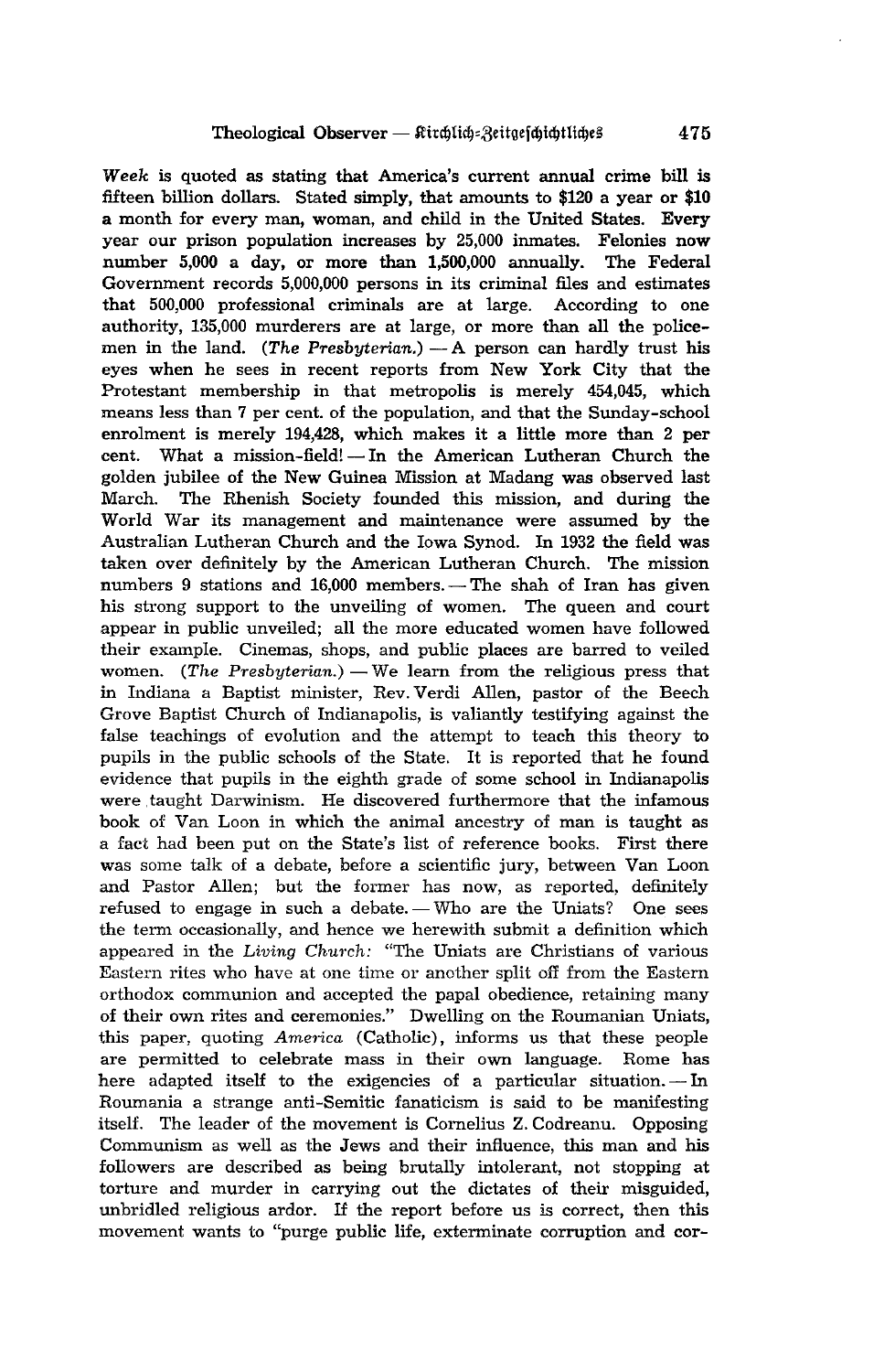*Week* is quoted as stating that America's current annual crime bill is fifteen billion dollars. Stated simply, that amounts to $120 a year or $10 a month for every man, woman, and child in the United States. Every year our prison population increases by 25,000 inmates. Felonies now number 5,000 a day, or more than 1,500,000 annually. The Federal Government records 5,000,000 persons in its criminal files and estimates that 500,000 professional criminals are at large. According to one authority, 135,000 murderers are at large, or more than all the policemen in the land. (*The Presbyterian.*) — A person can hardly trust his eyes when he sees in recent reports from New York City that the Protestant membership in that metropolis is merely 454,045, which means less than 7 per cent. of the population, and that the Sunday-school enrolment is merely 194,428, which makes it a little more than 2 per cent. What a mission-field! — In the American Lutheran Church the golden jubilee of the New Guinea Mission at Madang was observed last March. The Rhenish Society founded this mission, and during the World War its management and maintenance were assumed by the Australian Lutheran Church and the Iowa Synod. In 1932 the field was taken over definitely by the American Lutheran Church. The mission numbers 9 stations and 16,000 members. — The shah of Iran has given his strong support to the unveiling of women. The queen and court appear in public unveiled; all the more educated women have followed their example. Cinemas, shops, and public places are barred to veiled women. (*The Presbyterian.*) — We learn from the religious press that in Indiana a Baptist minister, Rev. Verdi Allen, pastor of the Beech Grove Baptist Church of Indianapolis, is valiantly testifying against the false teachings of evolution and the attempt to teach this theory to pupils in the public schools of the State. It is reported that he found evidence that pupils in the eighth grade of some school in Indianapolis were taught Darwinism. He discovered furthermore that the infamous book of Van Loon in which the animal ancestry of man is taught as a fact had been put on the State's list of reference books. First there was some talk of a debate, before a scientific jury, between Van Loon and Pastor Allen; but the former has now, as reported, definitely refused to engage in such a debate. — Who are the Uniats? One sees the term occasionally, and hence we herewith submit a definition which appeared in the *Living Church:* "The Uniats are Christians of various Eastern rites who have at one time or another split off from the Eastern orthodox communion and accepted the papal obedience, retaining many of their own rites and ceremonies." Dwelling on the Roumanian Uniats, this paper, quoting *America* (Catholic), informs us that these people are permitted to celebrate mass in their own language. Rome has here adapted itself to the exigencies of a particular situation. — In Roumania a strange anti-Semitic fanaticism is said to be manifesting itself. The leader of the movement is Cornelius Z. Codreanu. Opposing Communism as well as the Jews and their influence, this man and his followers are described as being brutally intolerant, not stopping at torture and murder in carrying out the dictates of their misguided, unbridled religious ardor. If the report before us is correct, then this movement wants to "purge public life, exterminate corruption and cor-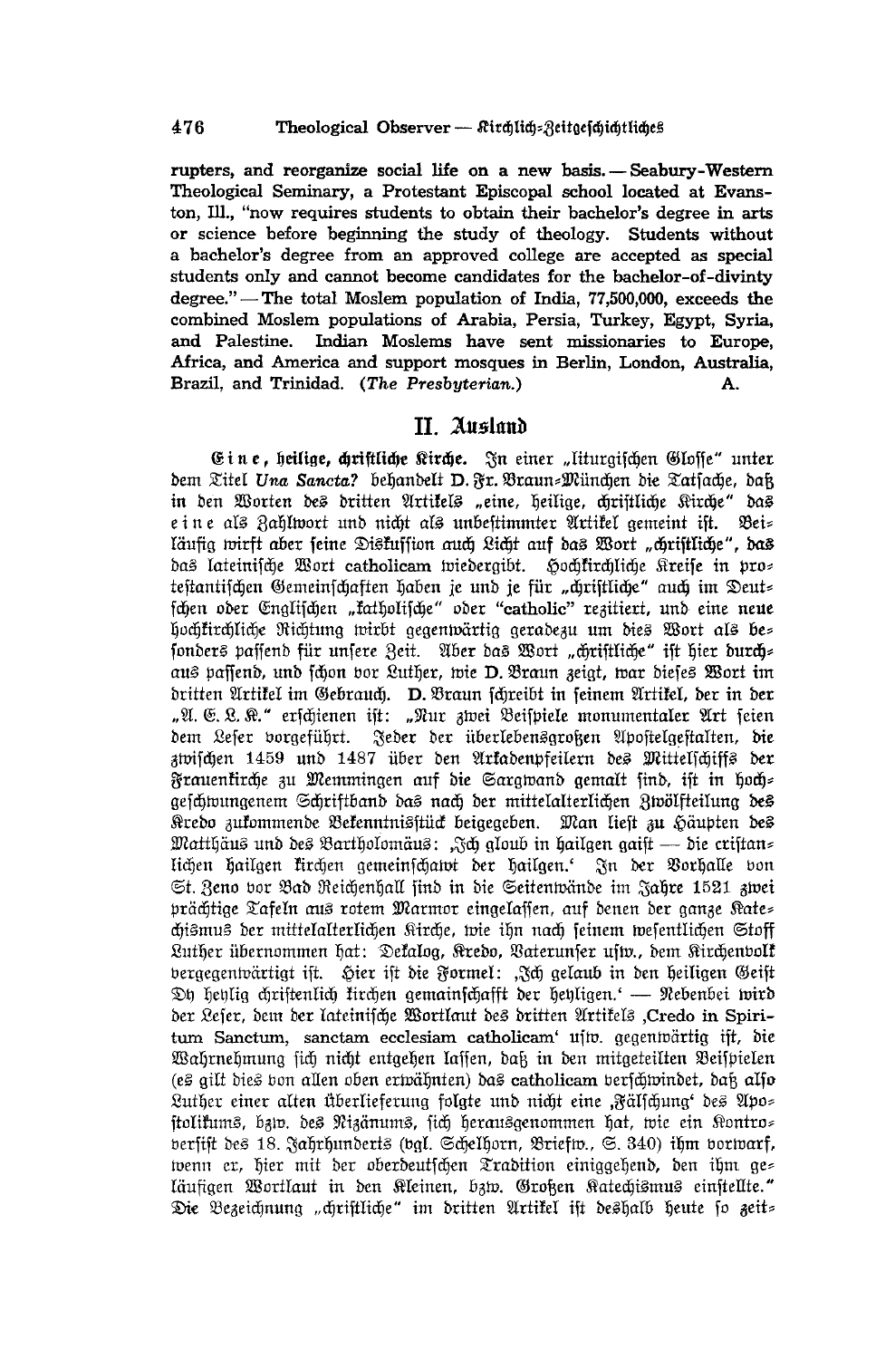rupters, and reorganize social life on a new basis. — Seabury-Western Theological Seminary, a Protestant Episcopal school located at Evanston, Ill., "now requires students to obtain their bachelor's degree in arts or science before beginning the study of theology. Students without a bachelor's degree from an approved college are accepted as special students only and cannot become candidates for the bachelor-of-divinty degree." — The total Moslem population of India, 77,500,000, exceeds the combined Moslem populations of Arabia, Persia, Turkey, Egypt, Syria, and Palestine. Indian Moslems have sent missionaries to Europe, Africa, and America and support mosques in Berlin, London, Australia, Brazil, and Trinidad. (*The Presbyterian.*) A.

## II. Ausland

**Eine, heilige, christliche Kirche.** In einer „liturgischen Glosse" unter dem Titel *Una Sancta?* behandelt D. Fr. Braun-München die Tatsache, daß in den Worten des dritten Artikels „eine, heilige, christliche Kirche" das eine als Zahlwort und nicht als unbestimmter Artikel gemeint ist. Beiläufig wirft aber seine Diskussion auch Licht auf das Wort „christliche", das das lateinische Wort catholicam wiedergibt. Hochkirchliche Kreise in protestantischen Gemeinschaften haben je und je für „christliche" auch im Deutschen oder Englischen „katholische" oder "catholic" rezitiert, und eine neue hochkirchliche Richtung wirbt gegenwärtig geradezu um dies Wort als besonders passend für unsere Zeit. Aber das Wort „christliche" ist hier durchaus passend, und schon vor Luther, wie D. Braun zeigt, war dieses Wort im dritten Artikel im Gebrauch. D. Braun schreibt in seinem Artikel, der in der „A. E. L. K." erschienen ist: „Nur zwei Beispiele monumentaler Art seien dem Leser vorgeführt. Jeder der überlebensgroßen Apostelgestalten, die zwischen 1459 und 1487 über den Arkadenpfeilern des Mittelschiffs der Frauenkirche zu Memmingen auf die Sargwand gemalt sind, ist in hochgeschwungenem Schriftband das nach der mittelalterlichen Zwölfteilung des Kredo zukommende Bekenntnisstück beigegeben. Man liest zu Häupten des Matthäus und des Bartholomäus: ‚Ich gloub in hailgen gaist — die cristanlichen hailgen kirchen gemeinschawt der hailgen.' In der Vorhalle von St. Zeno vor Bad Reichenhall sind in die Seitenwände im Jahre 1521 zwei prächtige Tafeln aus rotem Marmor eingelassen, auf denen der ganze Katechismus der mittelalterlichen Kirche, wie ihn nach seinem wesentlichen Stoff Luther übernommen hat: Dekalog, Kredo, Vaterunser usw., dem Kirchenvolk vergegenwärtigt ist. Hier ist die Formel: ‚Ich gelaub in den heiligen Geist Dy heylig christenlich kirchen gemainschafft der heyligen.' — Nebenbei wird der Leser, dem der lateinische Wortlaut des dritten Artikels ‚Credo in Spiritum Sanctum, sanctam ecclesiam catholicam' usw. gegenwärtig ist, die Wahrnehmung sich nicht entgehen lassen, daß in den mitgeteilten Beispielen (es gilt dies von allen oben erwähnten) das catholicam verschwindet, daß also Luther einer alten Überlieferung folgte und nicht eine ‚Fälschung' des Apostolikums, bzw. des Nizänums, sich herausgenommen hat, wie ein Kontroversist des 18. Jahrhunderts (vgl. Schelhorn, Briefw., S. 340) ihm vorwarf, wenn er, hier mit der oberdeutschen Tradition einiggehend, den ihm geläufigen Wortlaut in den Kleinen, bzw. Großen Katechismus einstellte." Die Bezeichnung „christliche" im dritten Artikel ist deshalb heute so zeit-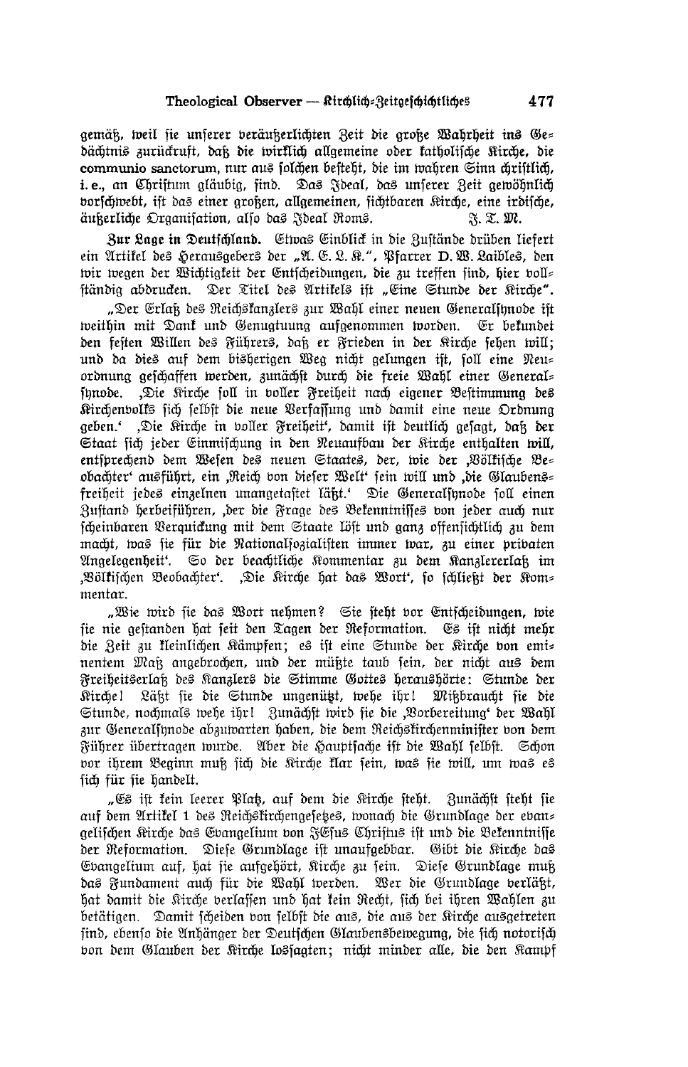gemäß, weil sie unserer veräußerlichten Zeit die große Wahrheit ins Gedächtnis zurückruft, daß die wirklich allgemeine oder katholische Kirche, die communio sanctorum, nur aus solchen besteht, die im wahren Sinn christlich, i. e., an Christum gläubig, sind. Das Ideal, das unserer Zeit gewöhnlich vorschwebt, ist das einer großen, allgemeinen, sichtbaren Kirche, eine irdische, äußerliche Organisation, also das Ideal Roms. J. T. M.

**Zur Lage in Deutschland.** Etwas Einblick in die Zustände drüben liefert ein Artikel des Herausgebers der „A. E. L. K.", Pfarrer D. W. Laibles, den wir wegen der Wichtigkeit der Entscheidungen, die zu treffen sind, hier vollständig abdrucken. Der Titel des Artikels ist „Eine Stunde der Kirche".

„Der Erlaß des Reichskanzlers zur Wahl einer neuen Generalsynode ist weithin mit Dank und Genugtuung aufgenommen worden. Er bekundet den festen Willen des Führers, daß er Frieden in der Kirche sehen will; und da dies auf dem bisherigen Weg nicht gelungen ist, soll eine Neuordnung geschaffen werden, zunächst durch die freie Wahl einer Generalsynode. ‚Die Kirche soll in voller Freiheit nach eigener Bestimmung des Kirchenvolks sich selbst die neue Verfassung und damit eine neue Ordnung geben.' ‚Die Kirche in voller Freiheit', damit ist deutlich gesagt, daß der Staat sich jeder Einmischung in den Neuaufbau der Kirche enthalten will, entsprechend dem Wesen des neuen Staates, der, wie der ‚Völkische Beobachter' ausführt, ein ‚Reich von dieser Welt' sein will und ‚die Glaubensfreiheit jedes einzelnen unangetastet läßt.' Die Generalsynode soll einen Zustand herbeiführen, ‚der die Frage des Bekenntnisses von jeder auch nur scheinbaren Verquickung mit dem Staate löst und ganz offensichtlich zu dem macht, was sie für die Nationalsozialisten immer war, zu einer privaten Angelegenheit'. So der beachtliche Kommentar zu dem Kanzlererlaß im ‚Völkischen Beobachter'. ‚Die Kirche hat das Wort', so schließt der Kommentar.

„Wie wird sie das Wort nehmen? Sie steht vor Entscheidungen, wie sie nie gestanden hat seit den Tagen der Reformation. Es ist nicht mehr die Zeit zu kleinlichen Kämpfen; es ist eine Stunde der Kirche von eminentem Maß angebrochen, und der müßte taub sein, der nicht aus dem Freiheitserlaß des Kanzlers die Stimme Gottes heraushörte: Stunde der Kirche! Läßt sie die Stunde ungenützt, wehe ihr! Mißbraucht sie die Stunde, nochmals wehe ihr! Zunächst wird sie die ‚Vorbereitung' der Wahl zur Generalsynode abzuwarten haben, die dem Reichskirchenminister von dem Führer übertragen wurde. Aber die Hauptsache ist die Wahl selbst. Schon vor ihrem Beginn muß sich die Kirche klar sein, was sie will, um was es sich für sie handelt.

„Es ist kein leerer Platz, auf dem die Kirche steht. Zunächst steht sie auf dem Artikel 1 des Reichskirchengesetzes, wonach die Grundlage der evangelischen Kirche das Evangelium von JEsus Christus ist und die Bekenntnisse der Reformation. Diese Grundlage ist unaufgebbar. Gibt die Kirche das Evangelium auf, hat sie aufgehört, Kirche zu sein. Diese Grundlage muß das Fundament auch für die Wahl werden. Wer die Grundlage verläßt, hat damit die Kirche verlassen und hat kein Recht, sich bei ihren Wahlen zu betätigen. Damit scheiden von selbst die aus, die aus der Kirche ausgetreten sind, ebenso die Anhänger der Deutschen Glaubensbewegung, die sich notorisch von dem Glauben der Kirche lossagten; nicht minder alle, die den Kampf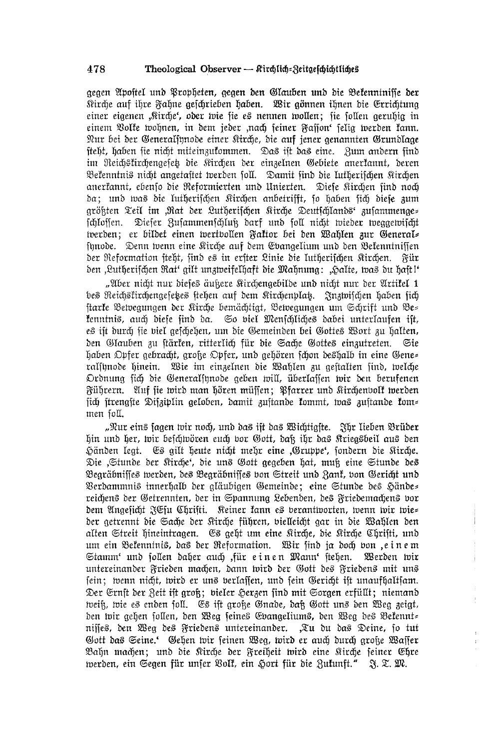gegen Apostel und Propheten, gegen den Glauben und die Bekenntnisse der Kirche auf ihre Fahne geschrieben haben. Wir gönnen ihnen die Errichtung einer eigenen ‚Kirche‘, oder wie sie es nennen wollen; sie sollen geruhig in einem Volke wohnen, in dem jeder ‚nach seiner Fasson‘ selig werden kann. Nur bei der Generalsynode einer Kirche, die auf jener genannten Grundlage steht, haben sie nicht miteinzukommen. Das ist das eine. Zum andern sind im Reichskirchengesetz die Kirchen der einzelnen Gebiete anerkannt, deren Bekenntnis nicht angetastet werden soll. Damit sind die lutherischen Kirchen anerkannt, ebenso die Reformierten und Unierten. Diese Kirchen sind noch da; und was die lutherischen Kirchen anbetrifft, so haben sich diese zum größten Teil im ‚Rat der Lutherischen Kirche Deutschlands‘ zusammengeschlossen. Dieser Zusammenschluß darf und soll nicht wieder weggewischt werden; er bildet einen wertvollen Faktor bei den Wahlen zur Generalsynode. Denn wenn eine Kirche auf dem Evangelium und den Bekenntnissen der Reformation steht, sind es in erster Linie die lutherischen Kirchen. Für den ‚Lutherischen Rat‘ gilt unzweifelhaft die Mahnung: ‚Halte, was du hast!‘

„Aber nicht nur dieses äußere Kirchengebilde und nicht nur der Artikel 1 des Reichskirchengesetzes stehen auf dem Kirchenplatz. Inzwischen haben sich starke Bewegungen der Kirche bemächtigt, Bewegungen um Schrift und Bekenntnis, auch diese sind da. So viel Menschliches dabei unterlaufen ist, es ist durch sie viel geschehen, um die Gemeinden bei Gottes Wort zu halten, den Glauben zu stärken, ritterlich für die Sache Gottes einzutreten. Sie haben Opfer gebracht, große Opfer, und gehören schon deshalb in eine Generalsynode hinein. Wie im einzelnen die Wahlen zu gestalten sind, welche Ordnung sich die Generalsynode geben will, überlassen wir den berufenen Führern. Auf sie wird man hören müssen; Pfarrer und Kirchenvolk werden sich strengste Disziplin geloben, damit zustande kommt, was zustande kommen soll.

„Nur eins sagen wir noch, und das ist das Wichtigste. Ihr lieben Brüder hin und her, wir beschwören euch vor Gott, daß ihr das Kriegsbeil aus den Händen legt. Es gilt heute nicht mehr eine ‚Gruppe‘, sondern die Kirche. Die ‚Stunde der Kirche‘, die uns Gott gegeben hat, muß eine Stunde des Begräbnisses werden, des Begräbnisses von Streit und Zank, von Gericht und Verdammnis innerhalb der gläubigen Gemeinde; eine Stunde des Händereichens der Getrennten, der in Spannung Lebenden, des Friedemachens vor dem Angesicht JEsu Christi. Keiner kann es verantworten, wenn wir wieder getrennt die Sache der Kirche führen, vielleicht gar in die Wahlen den alten Streit hineintragen. Es geht um eine Kirche, die Kirche Christi, und um ein Bekenntnis, das der Reformation. Wir sind ja doch von ‚e i n e m Stamm‘ und sollen daher auch ‚für e i n e n Mann‘ stehen. Werden wir untereinander Frieden machen, dann wird der Gott des Friedens mit uns sein; wenn nicht, wird er uns verlassen, und sein Gericht ist unaufhaltsam. Der Ernst der Zeit ist groß; vieler Herzen sind mit Sorgen erfüllt; niemand weiß, wie es enden soll. Es ist große Gnade, daß Gott uns den Weg zeigt, den wir gehen sollen, den Weg seines Evangeliums, den Weg des Bekenntnisses, den Weg des Friedens untereinander. ‚Tu du das Deine, so tut Gott das Seine.‘ Gehen wir seinen Weg, wird er auch durch große Wasser Bahn machen; und die Kirche der Freiheit wird eine Kirche seiner Ehre werden, ein Segen für unser Volk, ein Hort für die Zukunft.“ J. T. M.